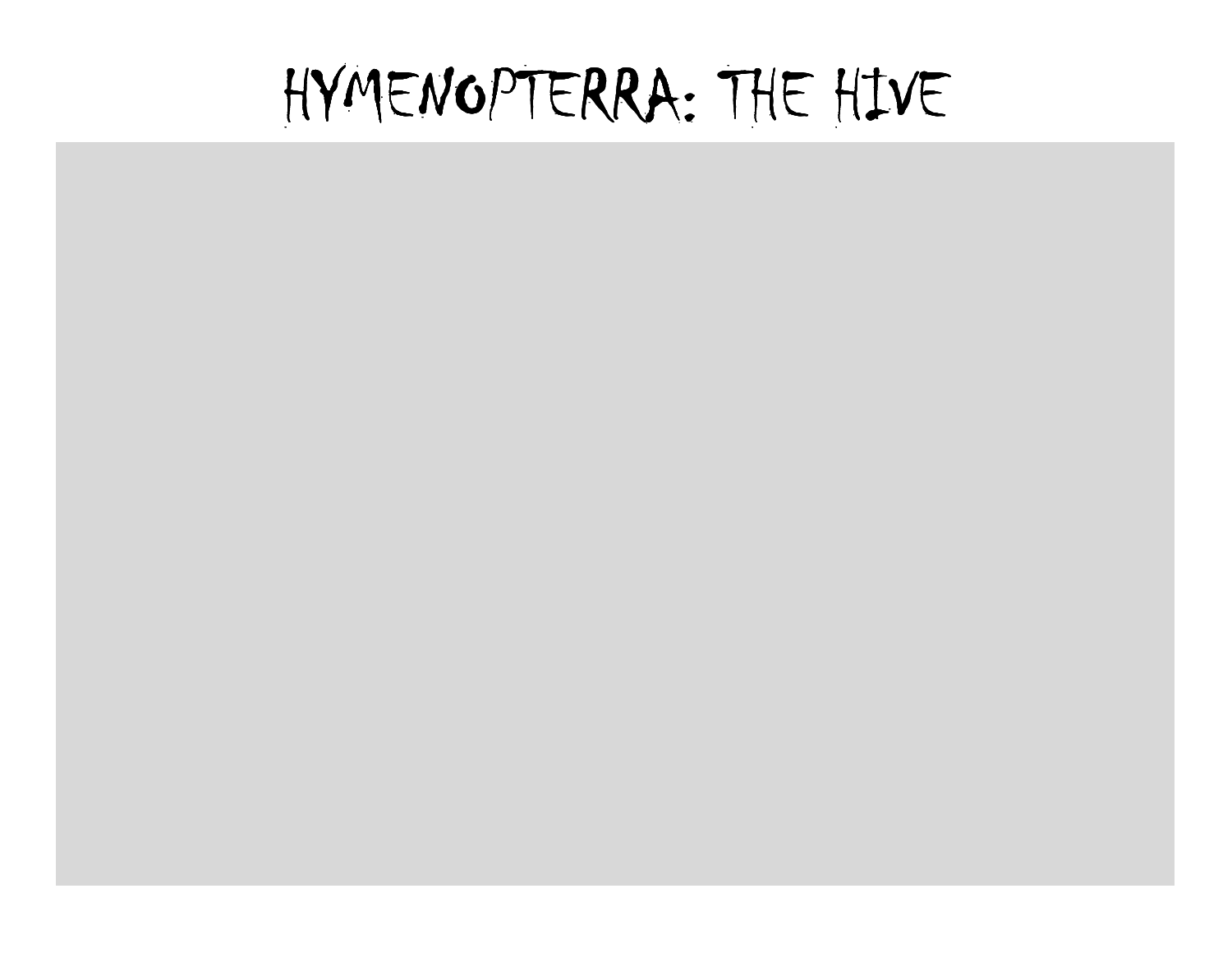# HYMENOPTERRA: THE HIVE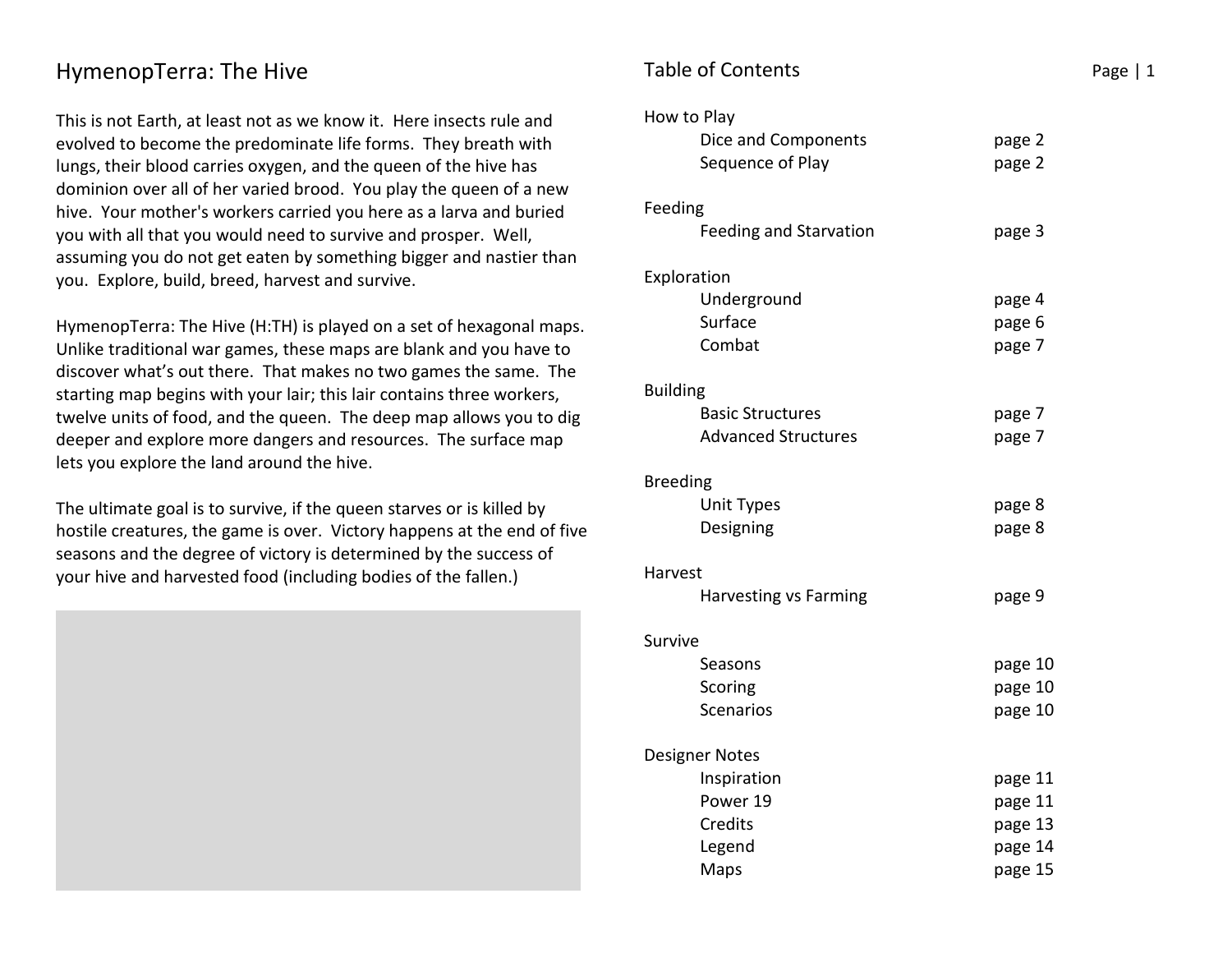# HymenopTerra: The Hive

This is not Earth, at least not as we know it. Here insects rule and evolved to become the predominate life forms. They breath with lungs, their blood carries oxygen, and the queen of the hive has dominion over all of her varied brood. You play the queen of a new hive. Your mother's workers carried you here as a larva and buried you with all that you would need to survive and prosper. Well, assuming you do not get eaten by something bigger and nastier than you. Explore, build, breed, harvest and survive.

HymenopTerra: The Hive (H:TH) is played on a set of hexagonal maps. Unlike traditional war games, these maps are blank and you have to discover what's out there. That makes no two games the same. The starting map begins with your lair; this lair contains three workers, twelve units of food, and the queen. The deep map allows you to dig deeper and explore more dangers and resources. The surface map lets you explore the land around the hive.

The ultimate goal is to survive, if the queen starves or is killed by hostile creatures, the game is over. Victory happens at the end of five seasons and the degree of victory is determined by the success of your hive and harvested food (including bodies of the fallen.)

## Table of Contents

How to Play
- Dice and Components — page 2
- Sequence of Play — page 2

Feeding
- Feeding and Starvation — page 3

Exploration
- Underground — page 4
- Surface — page 6
- Combat — page 7

Building
- Basic Structures — page 7
- Advanced Structures — page 7

Breeding
- Unit Types — page 8
- Designing — page 8

Harvest
- Harvesting vs Farming — page 9

Survive
- Seasons — page 10
- Scoring — page 10
- Scenarios — page 10

Designer Notes
- Inspiration — page 11
- Power 19 — page 11
- Credits — page 13
- Legend — page 14
- Maps — page 15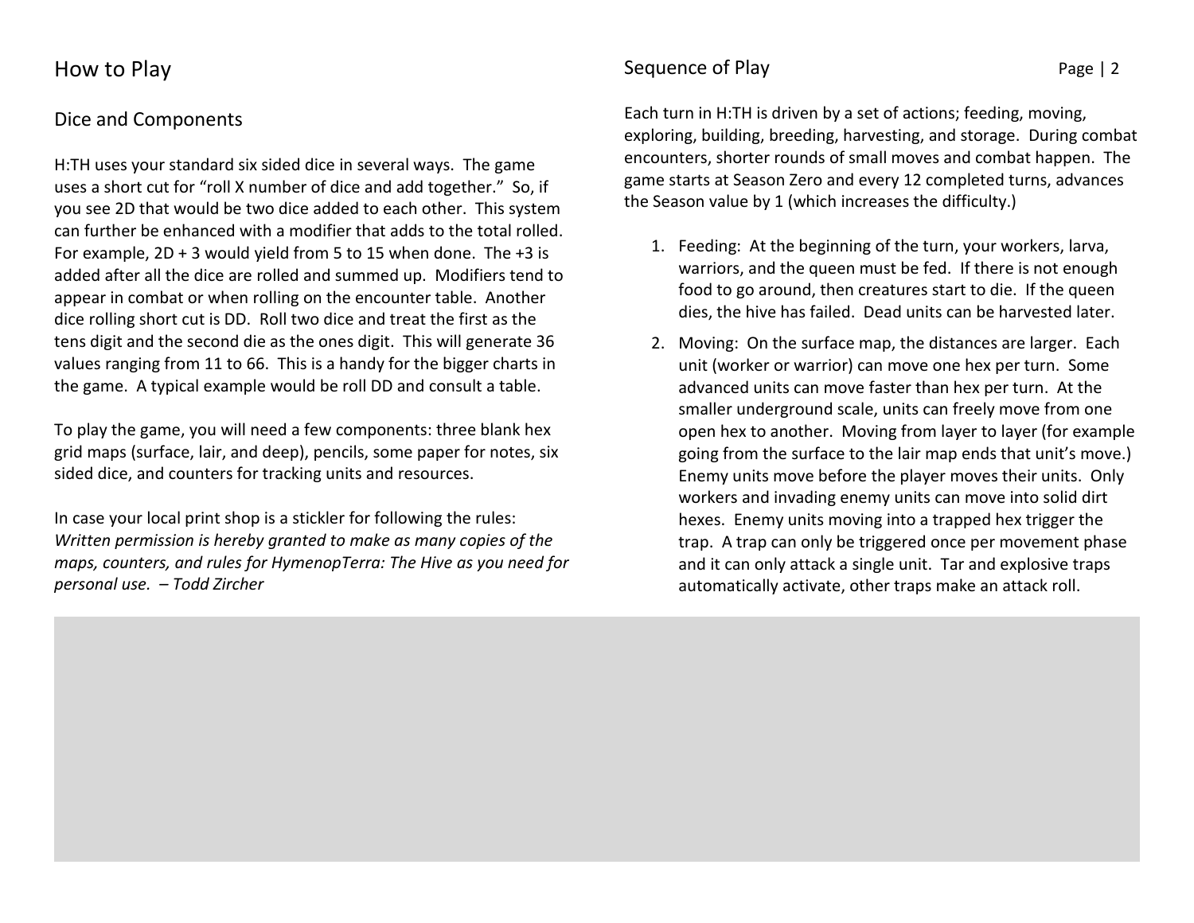# How to Play

## Dice and Components

H:TH uses your standard six sided dice in several ways. The game uses a short cut for "roll X number of dice and add together." So, if you see 2D that would be two dice added to each other. This system can further be enhanced with a modifier that adds to the total rolled. For example, 2D + 3 would yield from 5 to 15 when done. The +3 is added after all the dice are rolled and summed up. Modifiers tend to appear in combat or when rolling on the encounter table. Another dice rolling short cut is DD. Roll two dice and treat the first as the tens digit and the second die as the ones digit. This will generate 36 values ranging from 11 to 66. This is a handy for the bigger charts in the game. A typical example would be roll DD and consult a table.

To play the game, you will need a few components: three blank hex grid maps (surface, lair, and deep), pencils, some paper for notes, six sided dice, and counters for tracking units and resources.

In case your local print shop is a stickler for following the rules: *Written permission is hereby granted to make as many copies of the maps, counters, and rules for HymenopTerra: The Hive as you need for personal use. – Todd Zircher*

## Sequence of Play

Each turn in H:TH is driven by a set of actions; feeding, moving, exploring, building, breeding, harvesting, and storage. During combat encounters, shorter rounds of small moves and combat happen. The game starts at Season Zero and every 12 completed turns, advances the Season value by 1 (which increases the difficulty.)

1. Feeding: At the beginning of the turn, your workers, larva, warriors, and the queen must be fed. If there is not enough food to go around, then creatures start to die. If the queen dies, the hive has failed. Dead units can be harvested later.
2. Moving: On the surface map, the distances are larger. Each unit (worker or warrior) can move one hex per turn. Some advanced units can move faster than hex per turn. At the smaller underground scale, units can freely move from one open hex to another. Moving from layer to layer (for example going from the surface to the lair map ends that unit's move.) Enemy units move before the player moves their units. Only workers and invading enemy units can move into solid dirt hexes. Enemy units moving into a trapped hex trigger the trap. A trap can only be triggered once per movement phase and it can only attack a single unit. Tar and explosive traps automatically activate, other traps make an attack roll.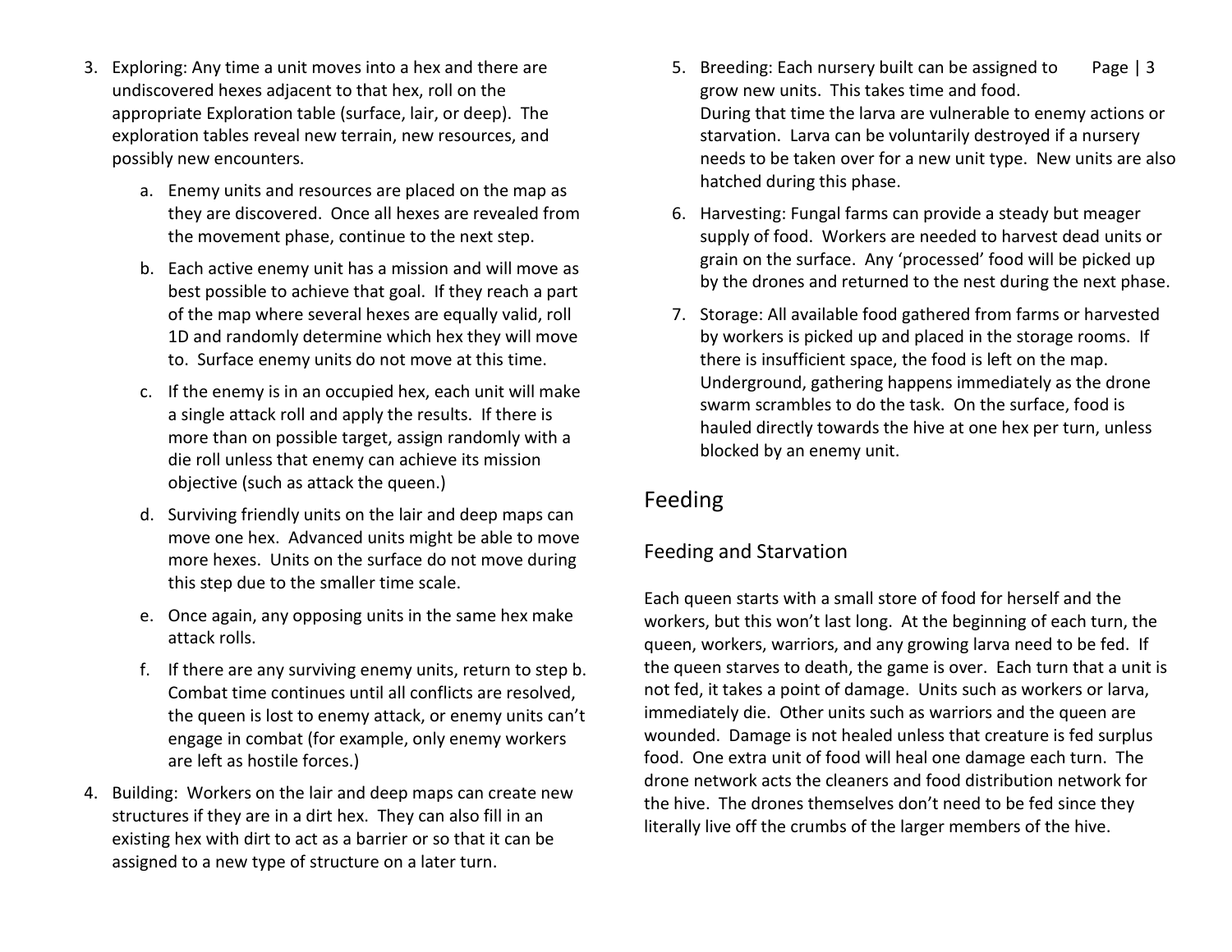3. Exploring: Any time a unit moves into a hex and there are undiscovered hexes adjacent to that hex, roll on the appropriate Exploration table (surface, lair, or deep). The exploration tables reveal new terrain, new resources, and possibly new encounters.
    a. Enemy units and resources are placed on the map as they are discovered. Once all hexes are revealed from the movement phase, continue to the next step.
    b. Each active enemy unit has a mission and will move as best possible to achieve that goal. If they reach a part of the map where several hexes are equally valid, roll 1D and randomly determine which hex they will move to. Surface enemy units do not move at this time.
    c. If the enemy is in an occupied hex, each unit will make a single attack roll and apply the results. If there is more than on possible target, assign randomly with a die roll unless that enemy can achieve its mission objective (such as attack the queen.)
    d. Surviving friendly units on the lair and deep maps can move one hex. Advanced units might be able to move more hexes. Units on the surface do not move during this step due to the smaller time scale.
    e. Once again, any opposing units in the same hex make attack rolls.
    f. If there are any surviving enemy units, return to step b. Combat time continues until all conflicts are resolved, the queen is lost to enemy attack, or enemy units can't engage in combat (for example, only enemy workers are left as hostile forces.)
4. Building: Workers on the lair and deep maps can create new structures if they are in a dirt hex. They can also fill in an existing hex with dirt to act as a barrier or so that it can be assigned to a new type of structure on a later turn.
5. Breeding: Each nursery built can be assigned to grow new units. This takes time and food. During that time the larva are vulnerable to enemy actions or starvation. Larva can be voluntarily destroyed if a nursery needs to be taken over for a new unit type. New units are also hatched during this phase.
6. Harvesting: Fungal farms can provide a steady but meager supply of food. Workers are needed to harvest dead units or grain on the surface. Any 'processed' food will be picked up by the drones and returned to the nest during the next phase.
7. Storage: All available food gathered from farms or harvested by workers is picked up and placed in the storage rooms. If there is insufficient space, the food is left on the map. Underground, gathering happens immediately as the drone swarm scrambles to do the task. On the surface, food is hauled directly towards the hive at one hex per turn, unless blocked by an enemy unit.

# Feeding

## Feeding and Starvation

Each queen starts with a small store of food for herself and the workers, but this won't last long. At the beginning of each turn, the queen, workers, warriors, and any growing larva need to be fed. If the queen starves to death, the game is over. Each turn that a unit is not fed, it takes a point of damage. Units such as workers or larva, immediately die. Other units such as warriors and the queen are wounded. Damage is not healed unless that creature is fed surplus food. One extra unit of food will heal one damage each turn. The drone network acts the cleaners and food distribution network for the hive. The drones themselves don't need to be fed since they literally live off the crumbs of the larger members of the hive.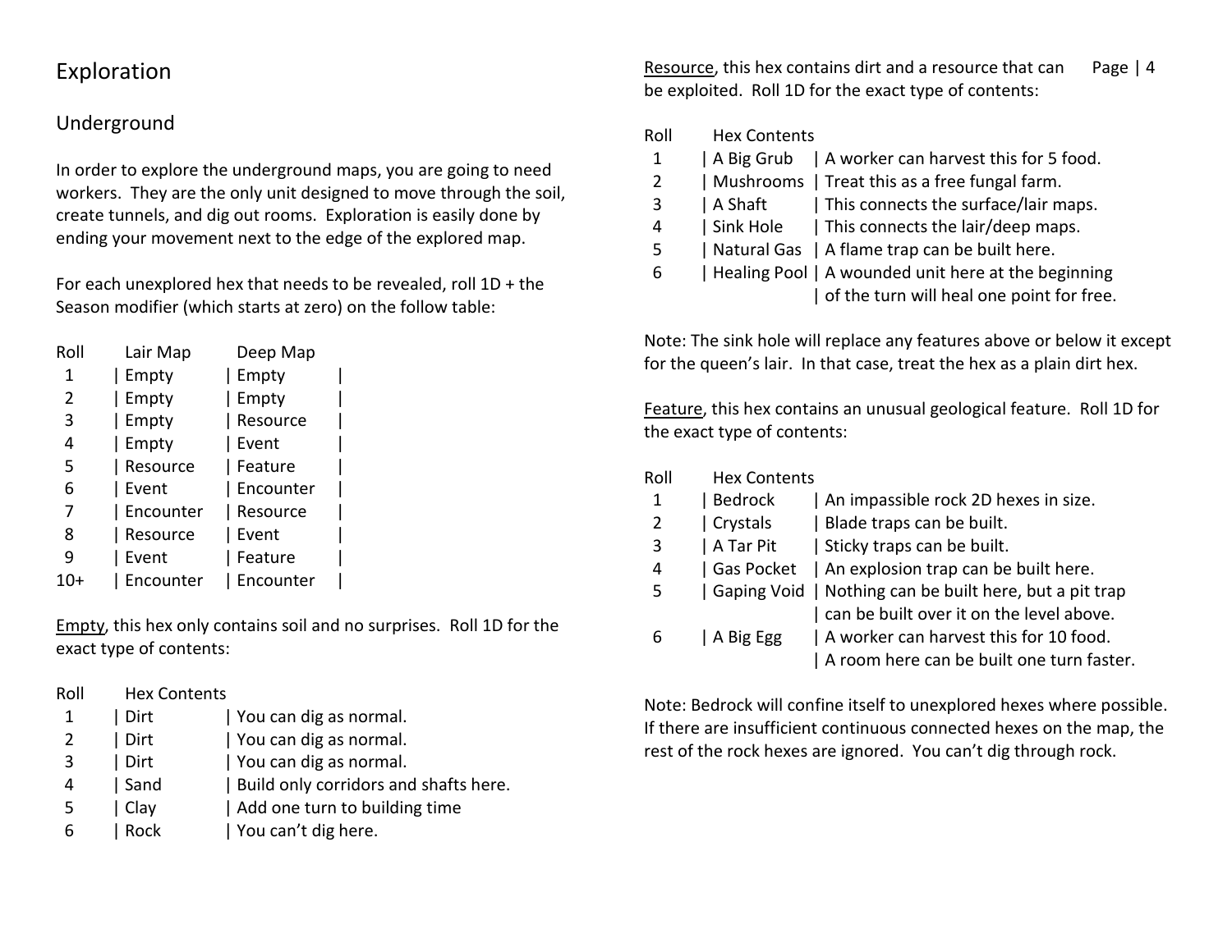# Exploration

## Underground

In order to explore the underground maps, you are going to need workers. They are the only unit designed to move through the soil, create tunnels, and dig out rooms. Exploration is easily done by ending your movement next to the edge of the explored map.

For each unexplored hex that needs to be revealed, roll 1D + the Season modifier (which starts at zero) on the follow table:

| Roll | Lair Map | Deep Map |
|---|---|---|
| 1 | Empty | Empty |
| 2 | Empty | Empty |
| 3 | Empty | Resource |
| 4 | Empty | Event |
| 5 | Resource | Feature |
| 6 | Event | Encounter |
| 7 | Encounter | Resource |
| 8 | Resource | Event |
| 9 | Event | Feature |
| 10+ | Encounter | Encounter |

Empty, this hex only contains soil and no surprises. Roll 1D for the exact type of contents:

| Roll | Hex Contents | |
|---|---|---|
| 1 | Dirt | You can dig as normal. |
| 2 | Dirt | You can dig as normal. |
| 3 | Dirt | You can dig as normal. |
| 4 | Sand | Build only corridors and shafts here. |
| 5 | Clay | Add one turn to building time |
| 6 | Rock | You can't dig here. |

Resource, this hex contains dirt and a resource that can be exploited. Roll 1D for the exact type of contents:

| Roll | Hex Contents | |
|---|---|---|
| 1 | A Big Grub | A worker can harvest this for 5 food. |
| 2 | Mushrooms | Treat this as a free fungal farm. |
| 3 | A Shaft | This connects the surface/lair maps. |
| 4 | Sink Hole | This connects the lair/deep maps. |
| 5 | Natural Gas | A flame trap can be built here. |
| 6 | Healing Pool | A wounded unit here at the beginning of the turn will heal one point for free. |

Note: The sink hole will replace any features above or below it except for the queen's lair. In that case, treat the hex as a plain dirt hex.

Feature, this hex contains an unusual geological feature. Roll 1D for the exact type of contents:

| Roll | Hex Contents | |
|---|---|---|
| 1 | Bedrock | An impassible rock 2D hexes in size. |
| 2 | Crystals | Blade traps can be built. |
| 3 | A Tar Pit | Sticky traps can be built. |
| 4 | Gas Pocket | An explosion trap can be built here. |
| 5 | Gaping Void | Nothing can be built here, but a pit trap can be built over it on the level above. |
| 6 | A Big Egg | A worker can harvest this for 10 food. A room here can be built one turn faster. |

Note: Bedrock will confine itself to unexplored hexes where possible. If there are insufficient continuous connected hexes on the map, the rest of the rock hexes are ignored. You can't dig through rock.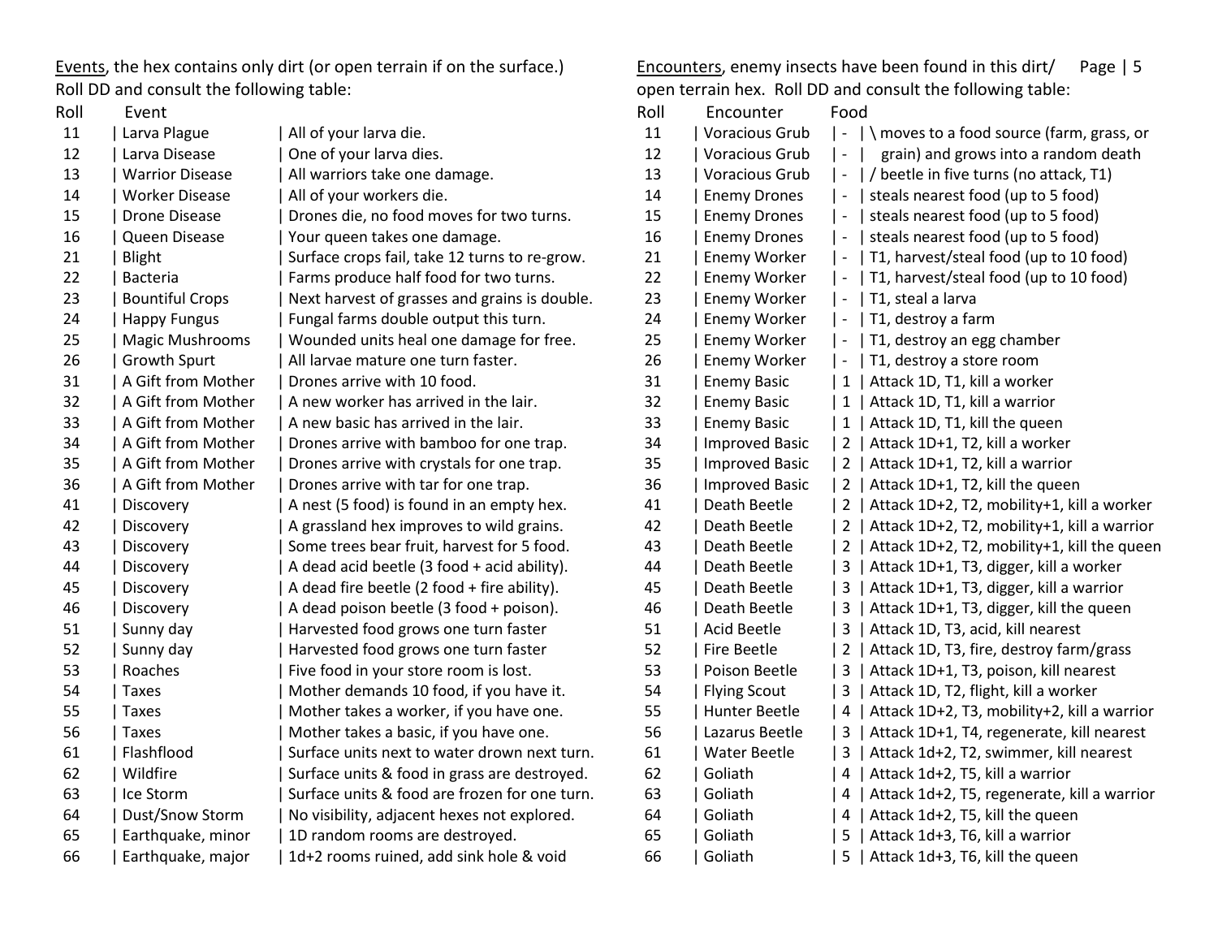<u>Events</u>, the hex contains only dirt (or open terrain if on the surface.) Roll DD and consult the following table:

| Roll | Event | |
|---|---|---|
| 11 | Larva Plague | All of your larva die. |
| 12 | Larva Disease | One of your larva dies. |
| 13 | Warrior Disease | All warriors take one damage. |
| 14 | Worker Disease | All of your workers die. |
| 15 | Drone Disease | Drones die, no food moves for two turns. |
| 16 | Queen Disease | Your queen takes one damage. |
| 21 | Blight | Surface crops fail, take 12 turns to re-grow. |
| 22 | Bacteria | Farms produce half food for two turns. |
| 23 | Bountiful Crops | Next harvest of grasses and grains is double. |
| 24 | Happy Fungus | Fungal farms double output this turn. |
| 25 | Magic Mushrooms | Wounded units heal one damage for free. |
| 26 | Growth Spurt | All larvae mature one turn faster. |
| 31 | A Gift from Mother | Drones arrive with 10 food. |
| 32 | A Gift from Mother | A new worker has arrived in the lair. |
| 33 | A Gift from Mother | A new basic has arrived in the lair. |
| 34 | A Gift from Mother | Drones arrive with bamboo for one trap. |
| 35 | A Gift from Mother | Drones arrive with crystals for one trap. |
| 36 | A Gift from Mother | Drones arrive with tar for one trap. |
| 41 | Discovery | A nest (5 food) is found in an empty hex. |
| 42 | Discovery | A grassland hex improves to wild grains. |
| 43 | Discovery | Some trees bear fruit, harvest for 5 food. |
| 44 | Discovery | A dead acid beetle (3 food + acid ability). |
| 45 | Discovery | A dead fire beetle (2 food + fire ability). |
| 46 | Discovery | A dead poison beetle (3 food + poison). |
| 51 | Sunny day | Harvested food grows one turn faster |
| 52 | Sunny day | Harvested food grows one turn faster |
| 53 | Roaches | Five food in your store room is lost. |
| 54 | Taxes | Mother demands 10 food, if you have it. |
| 55 | Taxes | Mother takes a worker, if you have one. |
| 56 | Taxes | Mother takes a basic, if you have one. |
| 61 | Flashflood | Surface units next to water drown next turn. |
| 62 | Wildfire | Surface units & food in grass are destroyed. |
| 63 | Ice Storm | Surface units & food are frozen for one turn. |
| 64 | Dust/Snow Storm | No visibility, adjacent hexes not explored. |
| 65 | Earthquake, minor | 1D random rooms are destroyed. |
| 66 | Earthquake, major | 1d+2 rooms ruined, add sink hole & void |

<u>Encounters</u>, enemy insects have been found in this dirt/ open terrain hex. Roll DD and consult the following table:

| Roll | Encounter | Food | |
|---|---|---|---|
| 11 | Voracious Grub | - | \ moves to a food source (farm, grass, or |
| 12 | Voracious Grub | - | grain) and grows into a random death |
| 13 | Voracious Grub | - | / beetle in five turns (no attack, T1) |
| 14 | Enemy Drones | - | steals nearest food (up to 5 food) |
| 15 | Enemy Drones | - | steals nearest food (up to 5 food) |
| 16 | Enemy Drones | - | steals nearest food (up to 5 food) |
| 21 | Enemy Worker | - | T1, harvest/steal food (up to 10 food) |
| 22 | Enemy Worker | - | T1, harvest/steal food (up to 10 food) |
| 23 | Enemy Worker | - | T1, steal a larva |
| 24 | Enemy Worker | - | T1, destroy a farm |
| 25 | Enemy Worker | - | T1, destroy an egg chamber |
| 26 | Enemy Worker | - | T1, destroy a store room |
| 31 | Enemy Basic | 1 | Attack 1D, T1, kill a worker |
| 32 | Enemy Basic | 1 | Attack 1D, T1, kill a warrior |
| 33 | Enemy Basic | 1 | Attack 1D, T1, kill the queen |
| 34 | Improved Basic | 2 | Attack 1D+1, T2, kill a worker |
| 35 | Improved Basic | 2 | Attack 1D+1, T2, kill a warrior |
| 36 | Improved Basic | 2 | Attack 1D+1, T2, kill the queen |
| 41 | Death Beetle | 2 | Attack 1D+2, T2, mobility+1, kill a worker |
| 42 | Death Beetle | 2 | Attack 1D+2, T2, mobility+1, kill a warrior |
| 43 | Death Beetle | 2 | Attack 1D+2, T2, mobility+1, kill the queen |
| 44 | Death Beetle | 3 | Attack 1D+1, T3, digger, kill a worker |
| 45 | Death Beetle | 3 | Attack 1D+1, T3, digger, kill a warrior |
| 46 | Death Beetle | 3 | Attack 1D+1, T3, digger, kill the queen |
| 51 | Acid Beetle | 3 | Attack 1D, T3, acid, kill nearest |
| 52 | Fire Beetle | 2 | Attack 1D, T3, fire, destroy farm/grass |
| 53 | Poison Beetle | 3 | Attack 1D+1, T3, poison, kill nearest |
| 54 | Flying Scout | 3 | Attack 1D, T2, flight, kill a worker |
| 55 | Hunter Beetle | 4 | Attack 1D+2, T3, mobility+2, kill a warrior |
| 56 | Lazarus Beetle | 3 | Attack 1D+1, T4, regenerate, kill nearest |
| 61 | Water Beetle | 3 | Attack 1d+2, T2, swimmer, kill nearest |
| 62 | Goliath | 4 | Attack 1d+2, T5, kill a warrior |
| 63 | Goliath | 4 | Attack 1d+2, T5, regenerate, kill a warrior |
| 64 | Goliath | 4 | Attack 1d+2, T5, kill the queen |
| 65 | Goliath | 5 | Attack 1d+3, T6, kill a warrior |
| 66 | Goliath | 5 | Attack 1d+3, T6, kill the queen |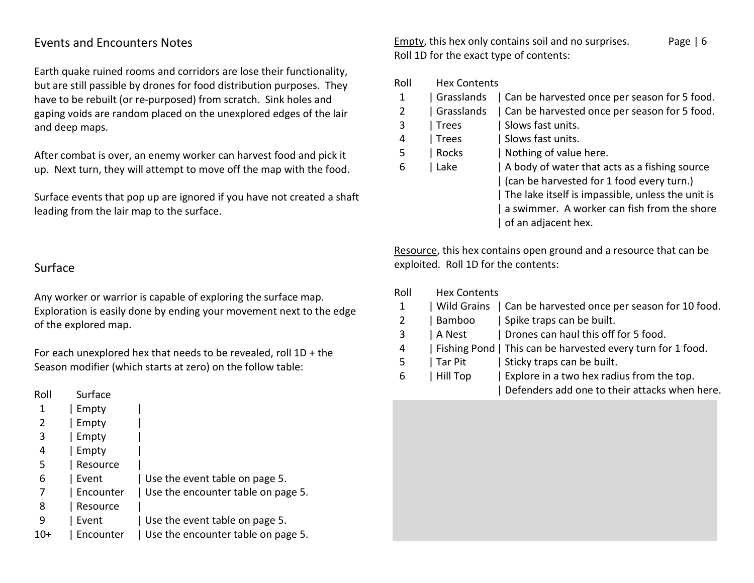## Events and Encounters Notes

Earth quake ruined rooms and corridors are lose their functionality, but are still passible by drones for food distribution purposes. They have to be rebuilt (or re-purposed) from scratch. Sink holes and gaping voids are random placed on the unexplored edges of the lair and deep maps.

After combat is over, an enemy worker can harvest food and pick it up. Next turn, they will attempt to move off the map with the food.

Surface events that pop up are ignored if you have not created a shaft leading from the lair map to the surface.

## Surface

Any worker or warrior is capable of exploring the surface map. Exploration is easily done by ending your movement next to the edge of the explored map.

For each unexplored hex that needs to be revealed, roll 1D + the Season modifier (which starts at zero) on the follow table:

| Roll | Surface | |
|---|---|---|
| 1 | Empty | |
| 2 | Empty | |
| 3 | Empty | |
| 4 | Empty | |
| 5 | Resource | |
| 6 | Event | Use the event table on page 5. |
| 7 | Encounter | Use the encounter table on page 5. |
| 8 | Resource | |
| 9 | Event | Use the event table on page 5. |
| 10+ | Encounter | Use the encounter table on page 5. |

<u>Empty</u>, this hex only contains soil and no surprises. Roll 1D for the exact type of contents:

| Roll | Hex Contents | |
|---|---|---|
| 1 | Grasslands | Can be harvested once per season for 5 food. |
| 2 | Grasslands | Can be harvested once per season for 5 food. |
| 3 | Trees | Slows fast units. |
| 4 | Trees | Slows fast units. |
| 5 | Rocks | Nothing of value here. |
| 6 | Lake | A body of water that acts as a fishing source (can be harvested for 1 food every turn.) The lake itself is impassible, unless the unit is a swimmer. A worker can fish from the shore of an adjacent hex. |

<u>Resource</u>, this hex contains open ground and a resource that can be exploited. Roll 1D for the contents:

| Roll | Hex Contents | |
|---|---|---|
| 1 | Wild Grains | Can be harvested once per season for 10 food. |
| 2 | Bamboo | Spike traps can be built. |
| 3 | A Nest | Drones can haul this off for 5 food. |
| 4 | Fishing Pond | This can be harvested every turn for 1 food. |
| 5 | Tar Pit | Sticky traps can be built. |
| 6 | Hill Top | Explore in a two hex radius from the top. Defenders add one to their attacks when here. |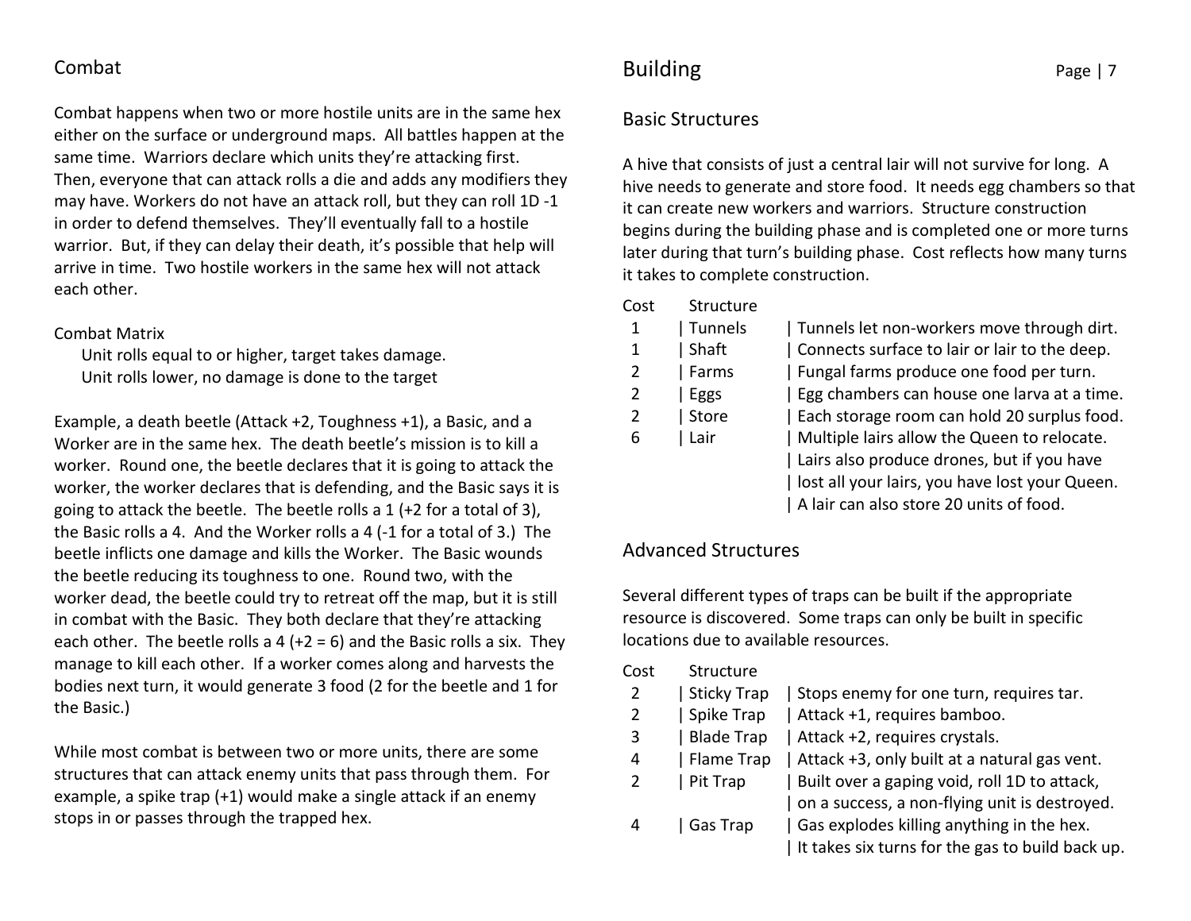## Combat

Combat happens when two or more hostile units are in the same hex either on the surface or underground maps. All battles happen at the same time. Warriors declare which units they're attacking first. Then, everyone that can attack rolls a die and adds any modifiers they may have. Workers do not have an attack roll, but they can roll 1D -1 in order to defend themselves. They'll eventually fall to a hostile warrior. But, if they can delay their death, it's possible that help will arrive in time. Two hostile workers in the same hex will not attack each other.

Combat Matrix

- Unit rolls equal to or higher, target takes damage.
- Unit rolls lower, no damage is done to the target

Example, a death beetle (Attack +2, Toughness +1), a Basic, and a Worker are in the same hex. The death beetle's mission is to kill a worker. Round one, the beetle declares that it is going to attack the worker, the worker declares that is defending, and the Basic says it is going to attack the beetle. The beetle rolls a 1 (+2 for a total of 3), the Basic rolls a 4. And the Worker rolls a 4 (-1 for a total of 3.) The beetle inflicts one damage and kills the Worker. The Basic wounds the beetle reducing its toughness to one. Round two, with the worker dead, the beetle could try to retreat off the map, but it is still in combat with the Basic. They both declare that they're attacking each other. The beetle rolls a 4 (+2 = 6) and the Basic rolls a six. They manage to kill each other. If a worker comes along and harvests the bodies next turn, it would generate 3 food (2 for the beetle and 1 for the Basic.)

While most combat is between two or more units, there are some structures that can attack enemy units that pass through them. For example, a spike trap (+1) would make a single attack if an enemy stops in or passes through the trapped hex.

# Building

## Basic Structures

A hive that consists of just a central lair will not survive for long. A hive needs to generate and store food. It needs egg chambers so that it can create new workers and warriors. Structure construction begins during the building phase and is completed one or more turns later during that turn's building phase. Cost reflects how many turns it takes to complete construction.

| Cost | Structure | |
|---|---|---|
| 1 | Tunnels | Tunnels let non-workers move through dirt. |
| 1 | Shaft | Connects surface to lair or lair to the deep. |
| 2 | Farms | Fungal farms produce one food per turn. |
| 2 | Eggs | Egg chambers can house one larva at a time. |
| 2 | Store | Each storage room can hold 20 surplus food. |
| 6 | Lair | Multiple lairs allow the Queen to relocate. Lairs also produce drones, but if you have lost all your lairs, you have lost your Queen. A lair can also store 20 units of food. |

## Advanced Structures

Several different types of traps can be built if the appropriate resource is discovered. Some traps can only be built in specific locations due to available resources.

| Cost | Structure | |
|---|---|---|
| 2 | Sticky Trap | Stops enemy for one turn, requires tar. |
| 2 | Spike Trap | Attack +1, requires bamboo. |
| 3 | Blade Trap | Attack +2, requires crystals. |
| 4 | Flame Trap | Attack +3, only built at a natural gas vent. |
| 2 | Pit Trap | Built over a gaping void, roll 1D to attack, on a success, a non-flying unit is destroyed. |
| 4 | Gas Trap | Gas explodes killing anything in the hex. It takes six turns for the gas to build back up. |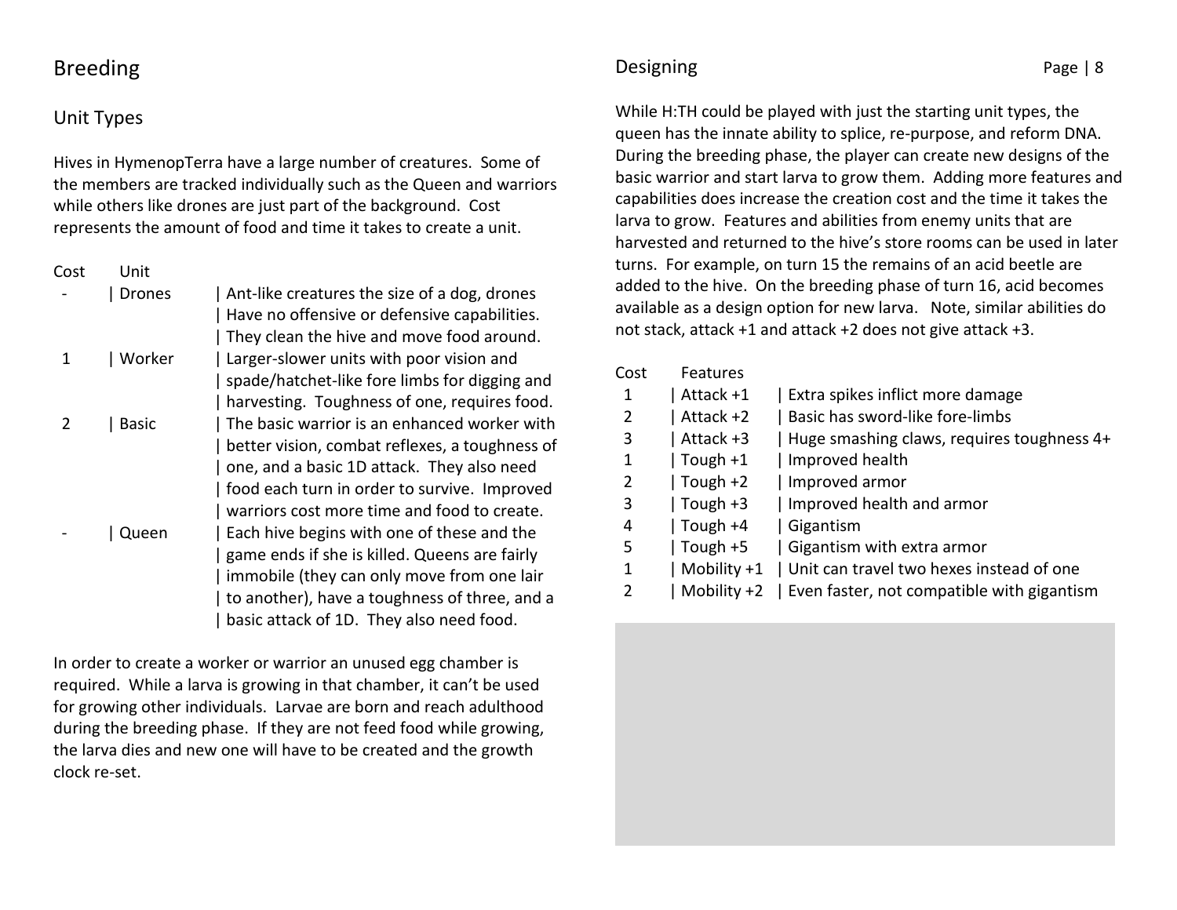## Breeding

### Unit Types

Hives in HymenopTerra have a large number of creatures. Some of the members are tracked individually such as the Queen and warriors while others like drones are just part of the background. Cost represents the amount of food and time it takes to create a unit.

| Cost | Unit | |
|---|---|---|
| - | Drones | Ant-like creatures the size of a dog, drones Have no offensive or defensive capabilities. They clean the hive and move food around. |
| 1 | Worker | Larger-slower units with poor vision and spade/hatchet-like fore limbs for digging and harvesting. Toughness of one, requires food. |
| 2 | Basic | The basic warrior is an enhanced worker with better vision, combat reflexes, a toughness of one, and a basic 1D attack. They also need food each turn in order to survive. Improved warriors cost more time and food to create. |
| - | Queen | Each hive begins with one of these and the game ends if she is killed. Queens are fairly immobile (they can only move from one lair to another), have a toughness of three, and a basic attack of 1D. They also need food. |

In order to create a worker or warrior an unused egg chamber is required. While a larva is growing in that chamber, it can't be used for growing other individuals. Larvae are born and reach adulthood during the breeding phase. If they are not feed food while growing, the larva dies and new one will have to be created and the growth clock re-set.

## Designing

While H:TH could be played with just the starting unit types, the queen has the innate ability to splice, re-purpose, and reform DNA. During the breeding phase, the player can create new designs of the basic warrior and start larva to grow them. Adding more features and capabilities does increase the creation cost and the time it takes the larva to grow. Features and abilities from enemy units that are harvested and returned to the hive's store rooms can be used in later turns. For example, on turn 15 the remains of an acid beetle are added to the hive. On the breeding phase of turn 16, acid becomes available as a design option for new larva. Note, similar abilities do not stack, attack +1 and attack +2 does not give attack +3.

| Cost | Features | |
|---|---|---|
| 1 | Attack +1 | Extra spikes inflict more damage |
| 2 | Attack +2 | Basic has sword-like fore-limbs |
| 3 | Attack +3 | Huge smashing claws, requires toughness 4+ |
| 1 | Tough +1 | Improved health |
| 2 | Tough +2 | Improved armor |
| 3 | Tough +3 | Improved health and armor |
| 4 | Tough +4 | Gigantism |
| 5 | Tough +5 | Gigantism with extra armor |
| 1 | Mobility +1 | Unit can travel two hexes instead of one |
| 2 | Mobility +2 | Even faster, not compatible with gigantism |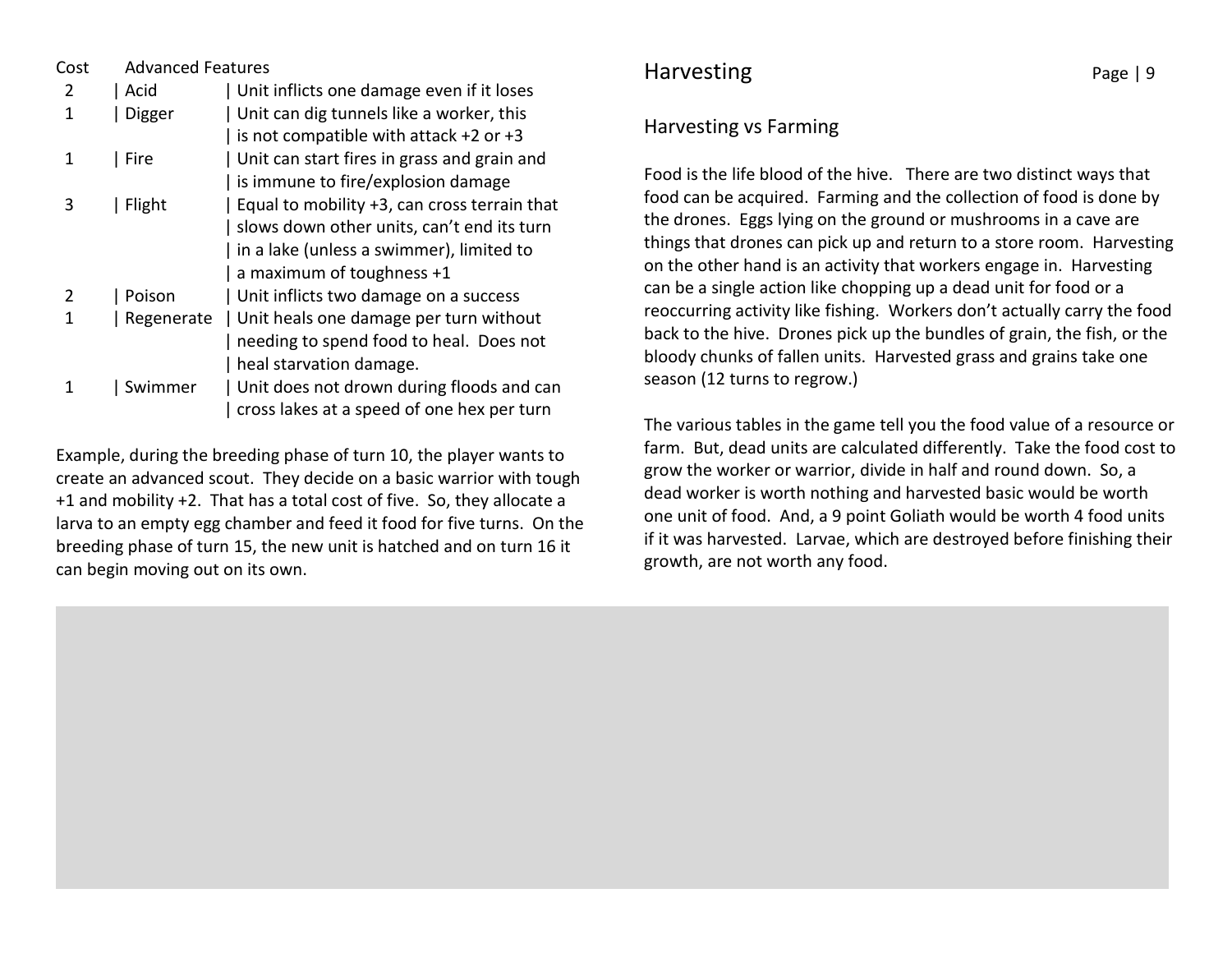| Cost | Advanced Features | |
|---|---|---|
| 2 | Acid | Unit inflicts one damage even if it loses |
| 1 | Digger | Unit can dig tunnels like a worker, this is not compatible with attack +2 or +3 |
| 1 | Fire | Unit can start fires in grass and grain and is immune to fire/explosion damage |
| 3 | Flight | Equal to mobility +3, can cross terrain that slows down other units, can't end its turn in a lake (unless a swimmer), limited to a maximum of toughness +1 |
| 2 | Poison | Unit inflicts two damage on a success |
| 1 | Regenerate | Unit heals one damage per turn without needing to spend food to heal. Does not heal starvation damage. |
| 1 | Swimmer | Unit does not drown during floods and can cross lakes at a speed of one hex per turn |

Example, during the breeding phase of turn 10, the player wants to create an advanced scout. They decide on a basic warrior with tough +1 and mobility +2. That has a total cost of five. So, they allocate a larva to an empty egg chamber and feed it food for five turns. On the breeding phase of turn 15, the new unit is hatched and on turn 16 it can begin moving out on its own.

# Harvesting

## Harvesting vs Farming

Food is the life blood of the hive. There are two distinct ways that food can be acquired. Farming and the collection of food is done by the drones. Eggs lying on the ground or mushrooms in a cave are things that drones can pick up and return to a store room. Harvesting on the other hand is an activity that workers engage in. Harvesting can be a single action like chopping up a dead unit for food or a reoccurring activity like fishing. Workers don't actually carry the food back to the hive. Drones pick up the bundles of grain, the fish, or the bloody chunks of fallen units. Harvested grass and grains take one season (12 turns to regrow.)

The various tables in the game tell you the food value of a resource or farm. But, dead units are calculated differently. Take the food cost to grow the worker or warrior, divide in half and round down. So, a dead worker is worth nothing and harvested basic would be worth one unit of food. And, a 9 point Goliath would be worth 4 food units if it was harvested. Larvae, which are destroyed before finishing their growth, are not worth any food.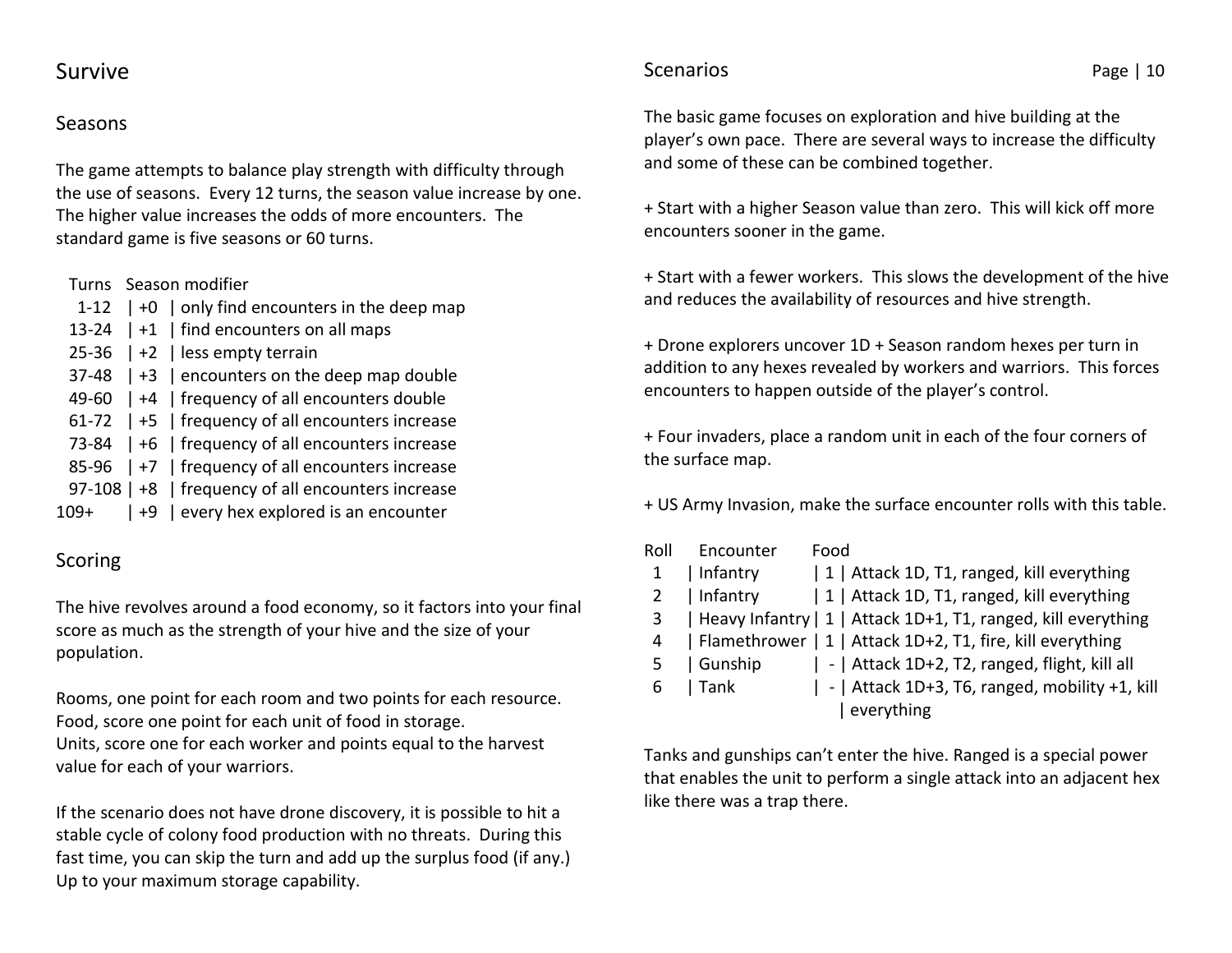# Survive

## Seasons

The game attempts to balance play strength with difficulty through the use of seasons. Every 12 turns, the season value increase by one. The higher value increases the odds of more encounters. The standard game is five seasons or 60 turns.

| Turns | Season modifier | |
|---|---|---|
| 1-12 | +0 | only find encounters in the deep map |
| 13-24 | +1 | find encounters on all maps |
| 25-36 | +2 | less empty terrain |
| 37-48 | +3 | encounters on the deep map double |
| 49-60 | +4 | frequency of all encounters double |
| 61-72 | +5 | frequency of all encounters increase |
| 73-84 | +6 | frequency of all encounters increase |
| 85-96 | +7 | frequency of all encounters increase |
| 97-108 | +8 | frequency of all encounters increase |
| 109+ | +9 | every hex explored is an encounter |

## Scoring

The hive revolves around a food economy, so it factors into your final score as much as the strength of your hive and the size of your population.

Rooms, one point for each room and two points for each resource.
Food, score one point for each unit of food in storage.
Units, score one for each worker and points equal to the harvest value for each of your warriors.

If the scenario does not have drone discovery, it is possible to hit a stable cycle of colony food production with no threats. During this fast time, you can skip the turn and add up the surplus food (if any.) Up to your maximum storage capability.

## Scenarios

The basic game focuses on exploration and hive building at the player's own pace. There are several ways to increase the difficulty and some of these can be combined together.

+ Start with a higher Season value than zero. This will kick off more encounters sooner in the game.

+ Start with a fewer workers. This slows the development of the hive and reduces the availability of resources and hive strength.

+ Drone explorers uncover 1D + Season random hexes per turn in addition to any hexes revealed by workers and warriors. This forces encounters to happen outside of the player's control.

+ Four invaders, place a random unit in each of the four corners of the surface map.

+ US Army Invasion, make the surface encounter rolls with this table.

| Roll | Encounter | Food | |
|---|---|---|---|
| 1 | Infantry | 1 | Attack 1D, T1, ranged, kill everything |
| 2 | Infantry | 1 | Attack 1D, T1, ranged, kill everything |
| 3 | Heavy Infantry | 1 | Attack 1D+1, T1, ranged, kill everything |
| 4 | Flamethrower | 1 | Attack 1D+2, T1, fire, kill everything |
| 5 | Gunship | - | Attack 1D+2, T2, ranged, flight, kill all |
| 6 | Tank | - | Attack 1D+3, T6, ranged, mobility +1, kill everything |

Tanks and gunships can't enter the hive. Ranged is a special power that enables the unit to perform a single attack into an adjacent hex like there was a trap there.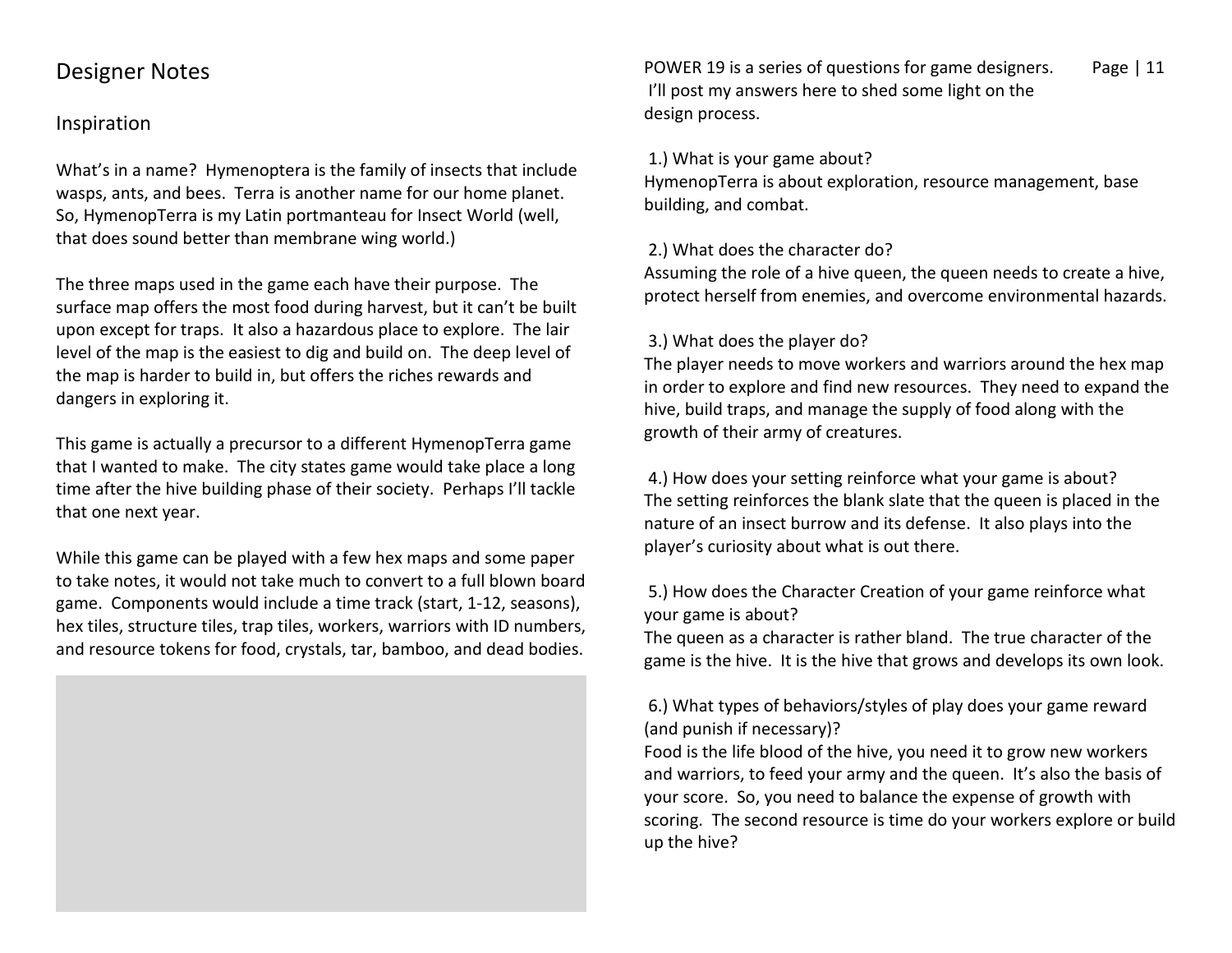# Designer Notes

## Inspiration

What's in a name? Hymenoptera is the family of insects that include wasps, ants, and bees. Terra is another name for our home planet. So, HymenopTerra is my Latin portmanteau for Insect World (well, that does sound better than membrane wing world.)

The three maps used in the game each have their purpose. The surface map offers the most food during harvest, but it can't be built upon except for traps. It also a hazardous place to explore. The lair level of the map is the easiest to dig and build on. The deep level of the map is harder to build in, but offers the riches rewards and dangers in exploring it.

This game is actually a precursor to a different HymenopTerra game that I wanted to make. The city states game would take place a long time after the hive building phase of their society. Perhaps I'll tackle that one next year.

While this game can be played with a few hex maps and some paper to take notes, it would not take much to convert to a full blown board game. Components would include a time track (start, 1-12, seasons), hex tiles, structure tiles, trap tiles, workers, warriors with ID numbers, and resource tokens for food, crystals, tar, bamboo, and dead bodies.

POWER 19 is a series of questions for game designers. I'll post my answers here to shed some light on the design process.

1.) What is your game about?
HymenopTerra is about exploration, resource management, base building, and combat.

2.) What does the character do?
Assuming the role of a hive queen, the queen needs to create a hive, protect herself from enemies, and overcome environmental hazards.

3.) What does the player do?
The player needs to move workers and warriors around the hex map in order to explore and find new resources. They need to expand the hive, build traps, and manage the supply of food along with the growth of their army of creatures.

4.) How does your setting reinforce what your game is about?
The setting reinforces the blank slate that the queen is placed in the nature of an insect burrow and its defense. It also plays into the player's curiosity about what is out there.

5.) How does the Character Creation of your game reinforce what your game is about?
The queen as a character is rather bland. The true character of the game is the hive. It is the hive that grows and develops its own look.

6.) What types of behaviors/styles of play does your game reward (and punish if necessary)?
Food is the life blood of the hive, you need it to grow new workers and warriors, to feed your army and the queen. It's also the basis of your score. So, you need to balance the expense of growth with scoring. The second resource is time do your workers explore or build up the hive?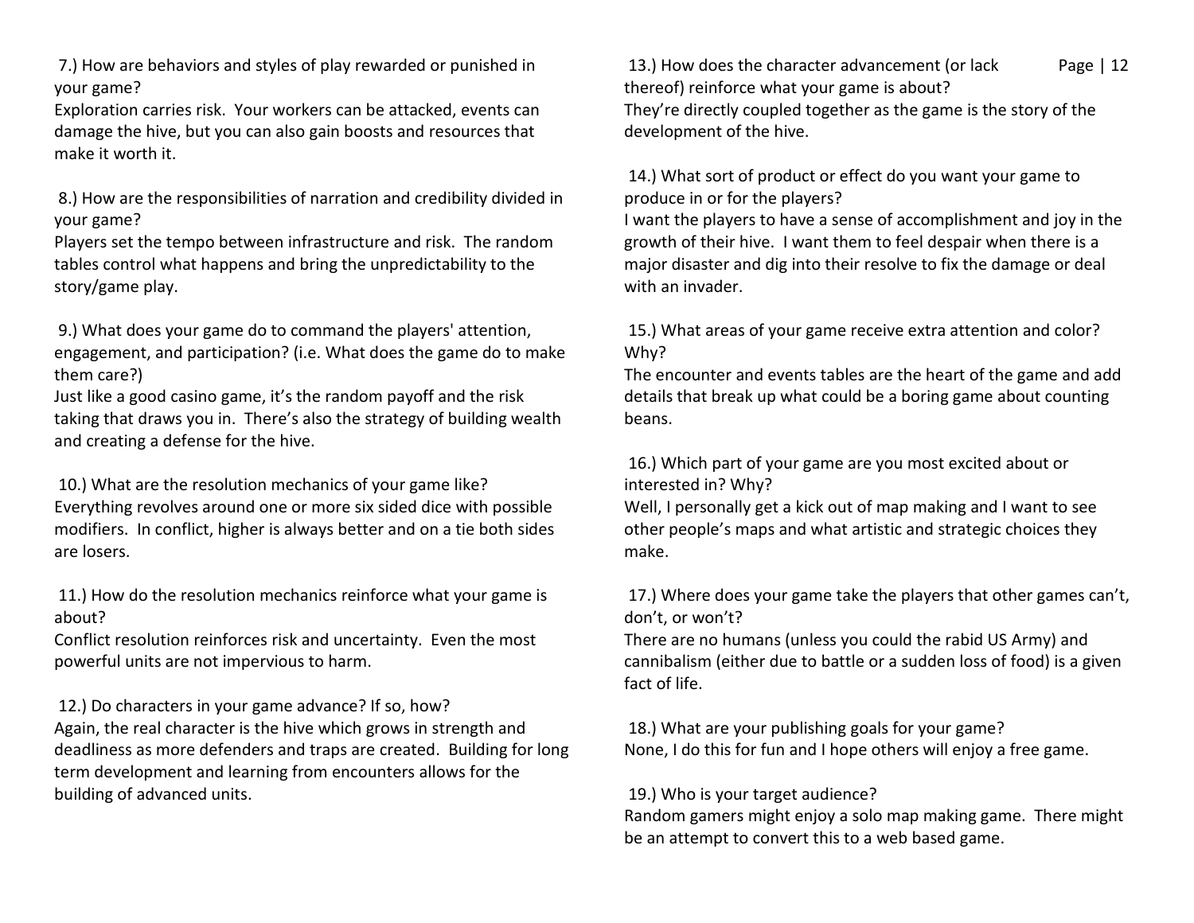7.) How are behaviors and styles of play rewarded or punished in your game?
Exploration carries risk. Your workers can be attacked, events can damage the hive, but you can also gain boosts and resources that make it worth it.

8.) How are the responsibilities of narration and credibility divided in your game?
Players set the tempo between infrastructure and risk. The random tables control what happens and bring the unpredictability to the story/game play.

9.) What does your game do to command the players' attention, engagement, and participation? (i.e. What does the game do to make them care?)
Just like a good casino game, it's the random payoff and the risk taking that draws you in. There's also the strategy of building wealth and creating a defense for the hive.

10.) What are the resolution mechanics of your game like?
Everything revolves around one or more six sided dice with possible modifiers. In conflict, higher is always better and on a tie both sides are losers.

11.) How do the resolution mechanics reinforce what your game is about?
Conflict resolution reinforces risk and uncertainty. Even the most powerful units are not impervious to harm.

12.) Do characters in your game advance? If so, how?
Again, the real character is the hive which grows in strength and deadliness as more defenders and traps are created. Building for long term development and learning from encounters allows for the building of advanced units.

13.) How does the character advancement (or lack thereof) reinforce what your game is about?
They're directly coupled together as the game is the story of the development of the hive.

14.) What sort of product or effect do you want your game to produce in or for the players?
I want the players to have a sense of accomplishment and joy in the growth of their hive. I want them to feel despair when there is a major disaster and dig into their resolve to fix the damage or deal with an invader.

15.) What areas of your game receive extra attention and color? Why?
The encounter and events tables are the heart of the game and add details that break up what could be a boring game about counting beans.

16.) Which part of your game are you most excited about or interested in? Why?
Well, I personally get a kick out of map making and I want to see other people's maps and what artistic and strategic choices they make.

17.) Where does your game take the players that other games can't, don't, or won't?
There are no humans (unless you could the rabid US Army) and cannibalism (either due to battle or a sudden loss of food) is a given fact of life.

18.) What are your publishing goals for your game?
None, I do this for fun and I hope others will enjoy a free game.

19.) Who is your target audience?
Random gamers might enjoy a solo map making game. There might be an attempt to convert this to a web based game.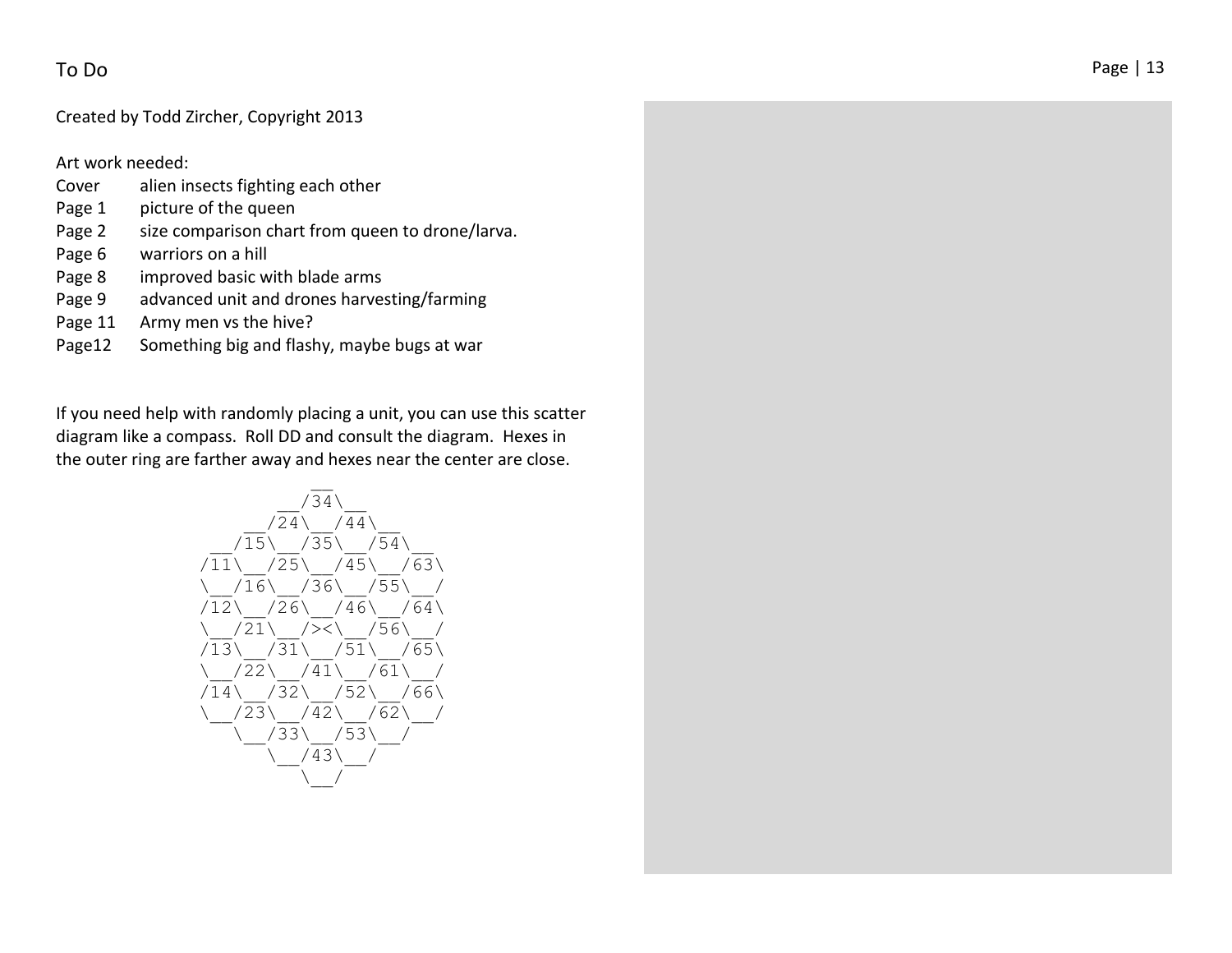# To Do

Created by Todd Zircher, Copyright 2013

Art work needed:

| | |
|---|---|
| Cover | alien insects fighting each other |
| Page 1 | picture of the queen |
| Page 2 | size comparison chart from queen to drone/larva. |
| Page 6 | warriors on a hill |
| Page 8 | improved basic with blade arms |
| Page 9 | advanced unit and drones harvesting/farming |
| Page 11 | Army men vs the hive? |
| Page12 | Something big and flashy, maybe bugs at war |

If you need help with randomly placing a unit, you can use this scatter diagram like a compass. Roll DD and consult the diagram. Hexes in the outer ring are farther away and hexes near the center are close.

```
              __
           __/34\__
        __/24\__/44\__
     __/15\__/35\__/54\__
    /11\__/25\__/45\__/63\
    \__/16\__/36\__/55\__/
    /12\__/26\__/46\__/64\
    \__/21\__/><\__/56\__/
    /13\__/31\__/51\__/65\
    \__/22\__/41\__/61\__/
    /14\__/32\__/52\__/66\
    \__/23\__/42\__/62\__/
       \__/33\__/53\__/
          \__/43\__/
             \__/
```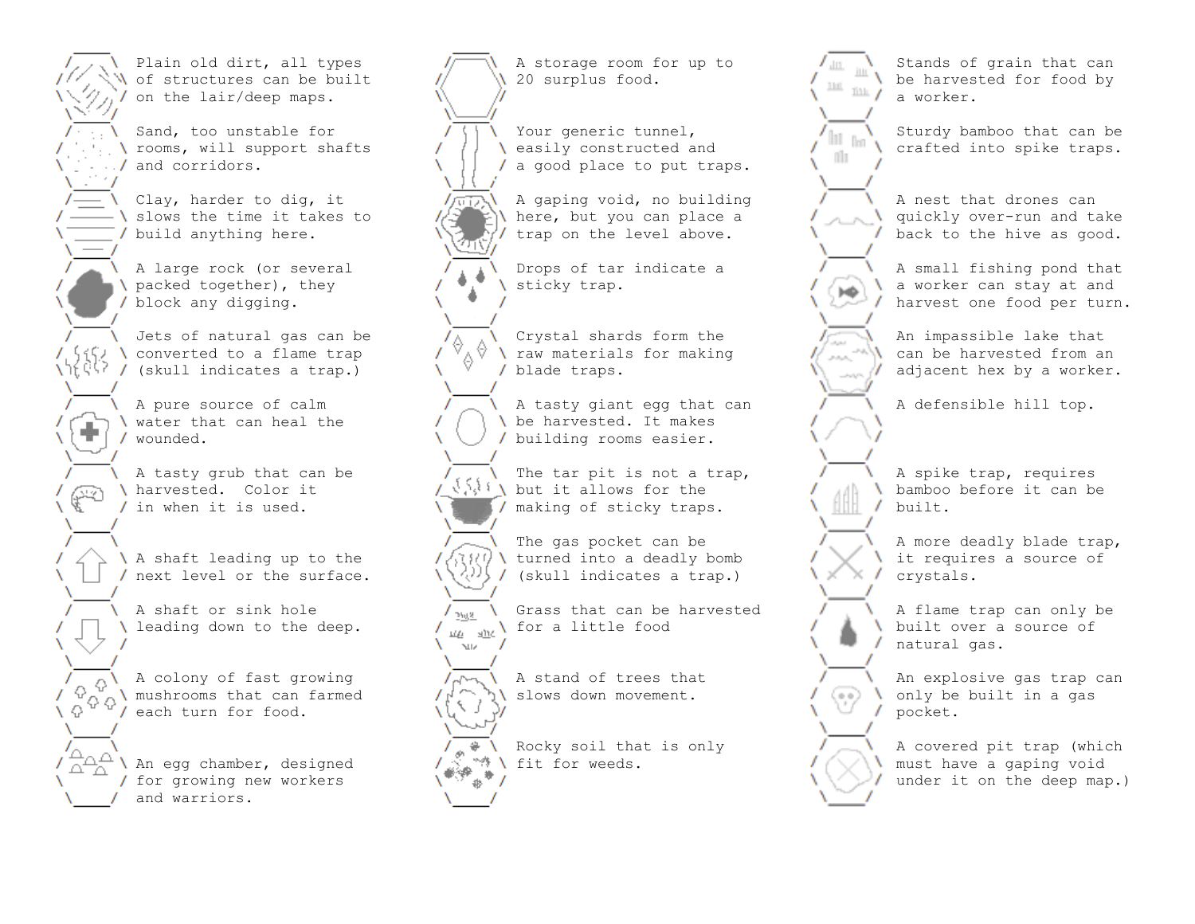Plain old dirt, all types of structures can be built on the lair/deep maps.

Sand, too unstable for rooms, will support shafts and corridors.

Clay, harder to dig, it slows the time it takes to build anything here.

A large rock (or several packed together), they block any digging.

Jets of natural gas can be converted to a flame trap (skull indicates a trap.)

A pure source of calm water that can heal the wounded.

A tasty grub that can be harvested. Color it in when it is used.

A shaft leading up to the next level or the surface.

A shaft or sink hole leading down to the deep.

A colony of fast growing mushrooms that can farmed each turn for food.

An egg chamber, designed for growing new workers and warriors.

A storage room for up to 20 surplus food.

Your generic tunnel, easily constructed and a good place to put traps.

A gaping void, no building here, but you can place a trap on the level above.

Drops of tar indicate a sticky trap.

Crystal shards form the raw materials for making blade traps.

A tasty giant egg that can be harvested. It makes building rooms easier.

The tar pit is not a trap, but it allows for the making of sticky traps.

The gas pocket can be turned into a deadly bomb (skull indicates a trap.)

Grass that can be harvested for a little food

A stand of trees that slows down movement.

Rocky soil that is only fit for weeds.

Stands of grain that can be harvested for food by a worker.

Sturdy bamboo that can be crafted into spike traps.

A nest that drones can quickly over-run and take back to the hive as good.

A small fishing pond that a worker can stay at and harvest one food per turn.

An impassible lake that can be harvested from an adjacent hex by a worker.

A defensible hill top.

A spike trap, requires bamboo before it can be built.

A more deadly blade trap, it requires a source of crystals.

A flame trap can only be built over a source of natural gas.

An explosive gas trap can only be built in a gas pocket.

A covered pit trap (which must have a gaping void under it on the deep map.)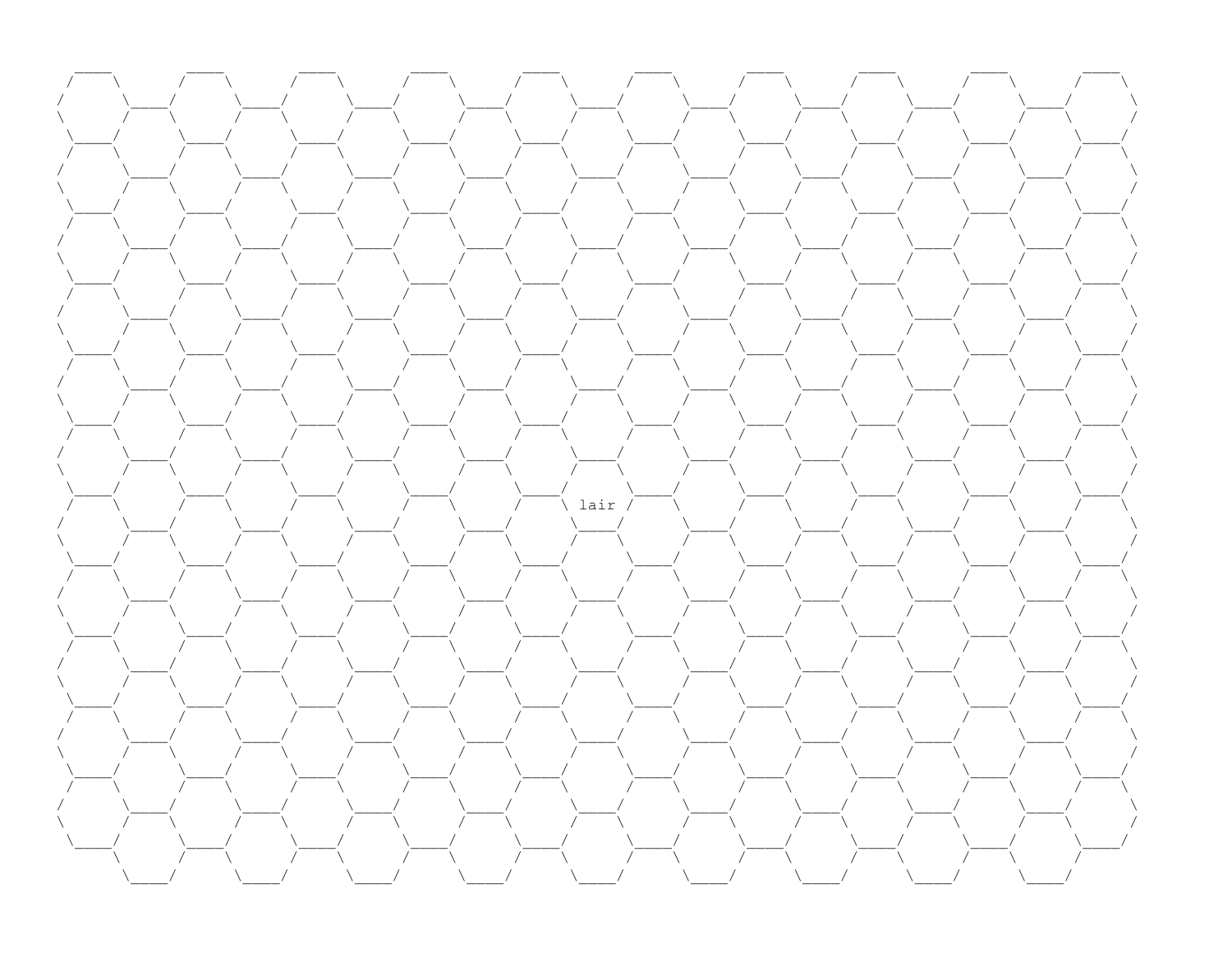lair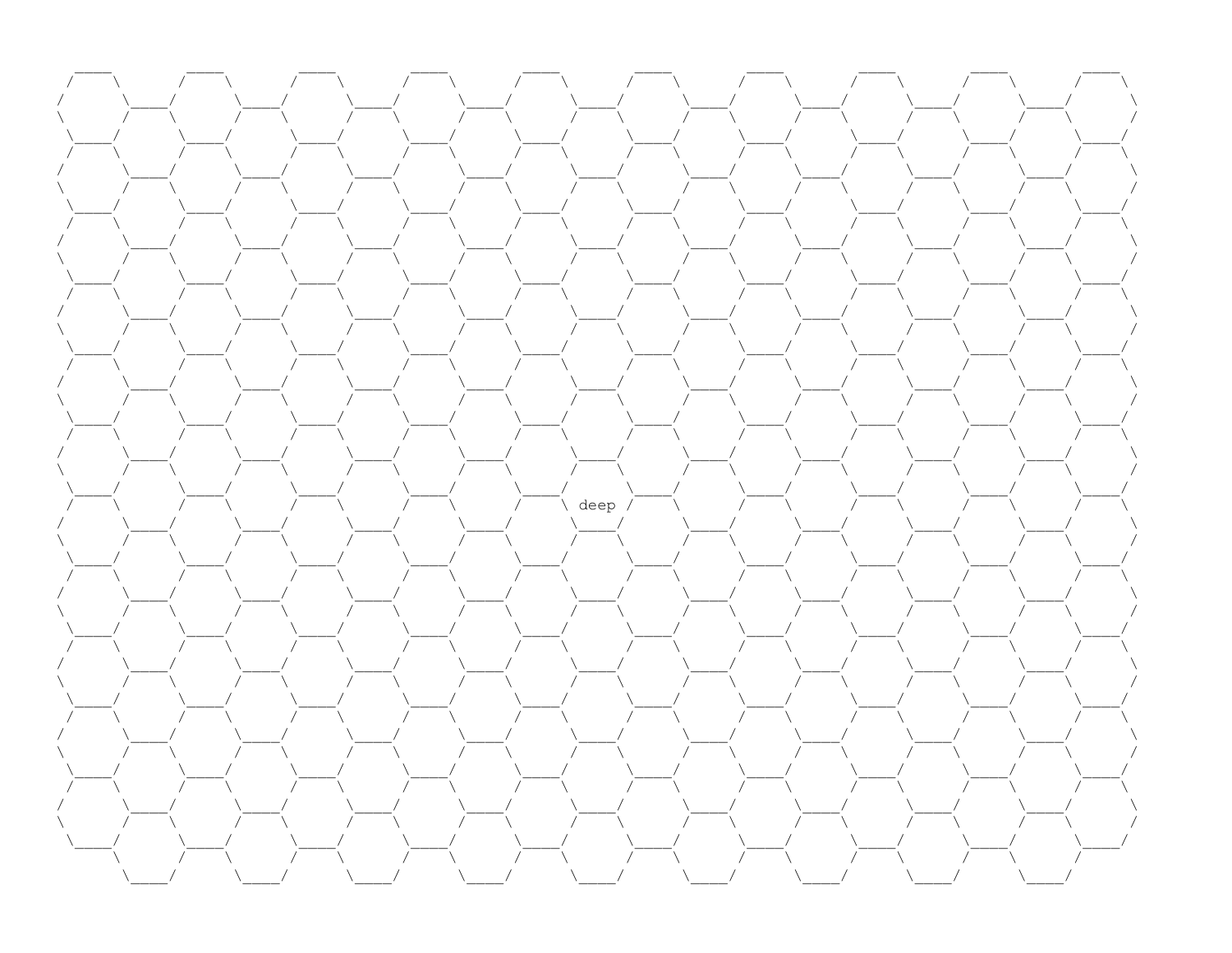deep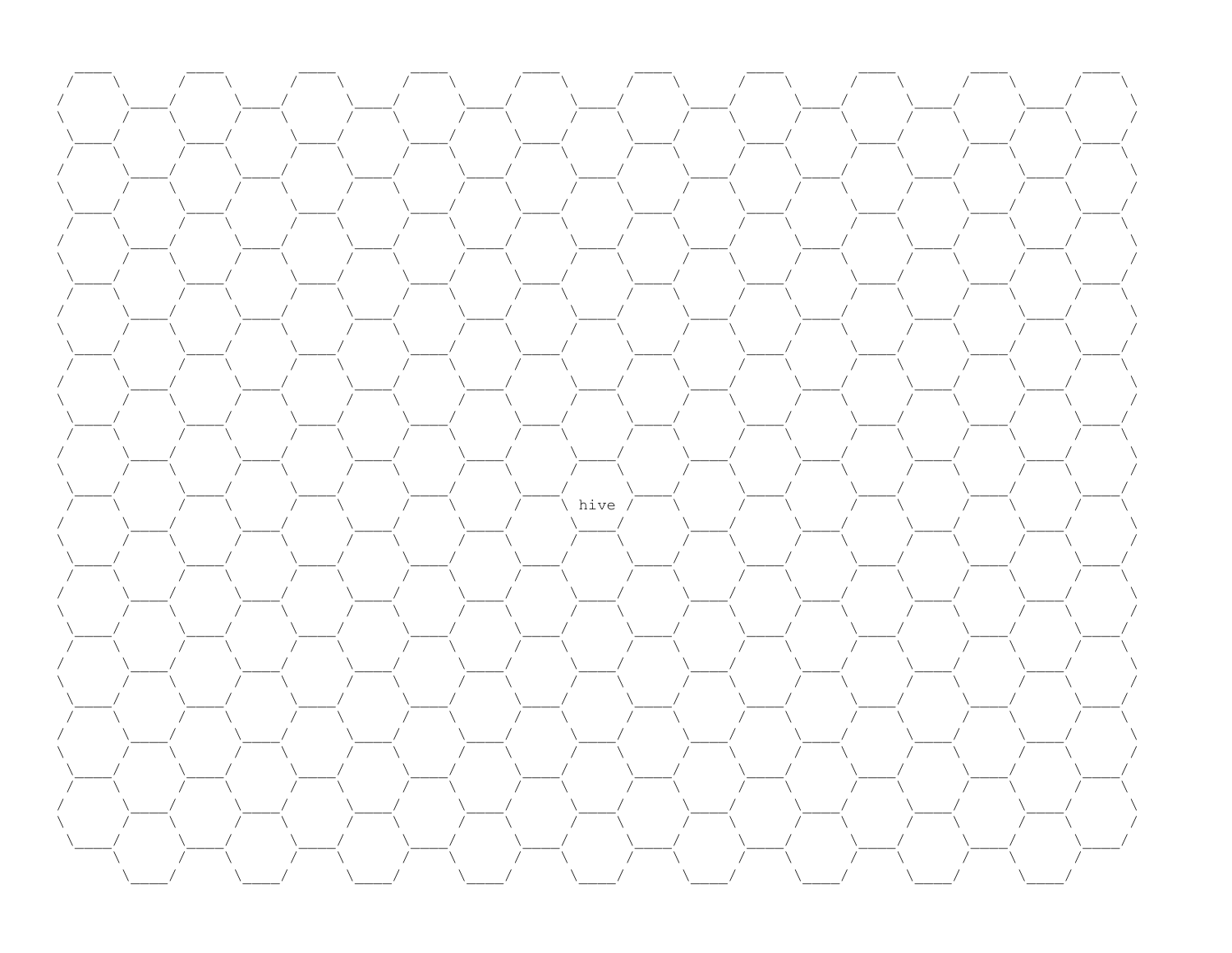```
  ____        ____        ____        ____        ____        ____        ____        ____        ____        ____
 /    \      /    \      /    \      /    \      /    \      /    \      /    \      /    \      /    \      /    \
/      \____/      \____/      \____/      \____/      \____/      \____/      \____/      \____/      \____/      \
\      /    \      /    \      /    \      /    \      /    \      /    \      /    \      /    \      /    \      /
 \____/      \____/      \____/      \____/      \____/      \____/      \____/      \____/      \____/      \____/
 /    \      /    \      /    \      /    \      /    \      /    \      /    \      /    \      /    \      /    \
/      \____/      \____/      \____/      \____/      \____/      \____/      \____/      \____/      \____/      \
\      /    \      /    \      /    \      /    \      /    \      /    \      /    \      /    \      /    \      /
 \____/      \____/      \____/      \____/      \____/      \____/      \____/      \____/      \____/      \____/
 /    \      /    \      /    \      /    \      /    \      /    \      /    \      /    \      /    \      /    \
/      \____/      \____/      \____/      \____/      \____/      \____/      \____/      \____/      \____/      \
\      /    \      /    \      /    \      /    \      /    \      /    \      /    \      /    \      /    \      /
 \____/      \____/      \____/      \____/      \____/      \____/      \____/      \____/      \____/      \____/
 /    \      /    \      /    \      /    \      /    \      /    \      /    \      /    \      /    \      /    \
/      \____/      \____/      \____/      \____/      \____/      \____/      \____/      \____/      \____/      \
\      /    \      /    \      /    \      /    \      /    \      /    \      /    \      /    \      /    \      /
 \____/      \____/      \____/      \____/      \____/      \____/      \____/      \____/      \____/      \____/
 /    \      /    \      /    \      /    \      /    \      /    \      /    \      /    \      /    \      /    \
/      \____/      \____/      \____/      \____/      \____/      \____/      \____/      \____/      \____/      \
\      /    \      /    \      /    \      /    \      /    \      /    \      /    \      /    \      /    \      /
 \____/      \____/      \____/      \____/      \____/      \____/      \____/      \____/      \____/      \____/
 /    \      /    \      /    \      /    \      /    \      /    \      /    \      /    \      /    \      /    \
/      \____/      \____/      \____/      \____/      \____/      \____/      \____/      \____/      \____/      \
\      /    \      /    \      /    \      /    \      /    \      /    \      /    \      /    \      /    \      /
 \____/      \____/      \____/      \____/      \____/      \____/      \____/      \____/      \____/      \____/
 /    \      /    \      /    \      /    \      /    \ hive /    \      /    \      /    \      /    \      /    \
/      \____/      \____/      \____/      \____/      \____/      \____/      \____/      \____/      \____/      \
\      /    \      /    \      /    \      /    \      /    \      /    \      /    \      /    \      /    \      /
 \____/      \____/      \____/      \____/      \____/      \____/      \____/      \____/      \____/      \____/
 /    \      /    \      /    \      /    \      /    \      /    \      /    \      /    \      /    \      /    \
/      \____/      \____/      \____/      \____/      \____/      \____/      \____/      \____/      \____/      \
\      /    \      /    \      /    \      /    \      /    \      /    \      /    \      /    \      /    \      /
 \____/      \____/      \____/      \____/      \____/      \____/      \____/      \____/      \____/      \____/
 /    \      /    \      /    \      /    \      /    \      /    \      /    \      /    \      /    \      /    \
/      \____/      \____/      \____/      \____/      \____/      \____/      \____/      \____/      \____/      \
\      /    \      /    \      /    \      /    \      /    \      /    \      /    \      /    \      /    \      /
 \____/      \____/      \____/      \____/      \____/      \____/      \____/      \____/      \____/      \____/
 /    \      /    \      /    \      /    \      /    \      /    \      /    \      /    \      /    \      /    \
/      \____/      \____/      \____/      \____/      \____/      \____/      \____/      \____/      \____/      \
\      /    \      /    \      /    \      /    \      /    \      /    \      /    \      /    \      /    \      /
 \____/      \____/      \____/      \____/      \____/      \____/      \____/      \____/      \____/      \____/
 /    \      /    \      /    \      /    \      /    \      /    \      /    \      /    \      /    \      /    \
/      \____/      \____/      \____/      \____/      \____/      \____/      \____/      \____/      \____/      \
\      /    \      /    \      /    \      /    \      /    \      /    \      /    \      /    \      /    \      /
 \____/      \____/      \____/      \____/      \____/      \____/      \____/      \____/      \____/      \____/
      \      /    \      /    \      /    \      /    \      /    \      /    \      /    \      /    \      /
       \____/      \____/      \____/      \____/      \____/      \____/      \____/      \____/      \____/
```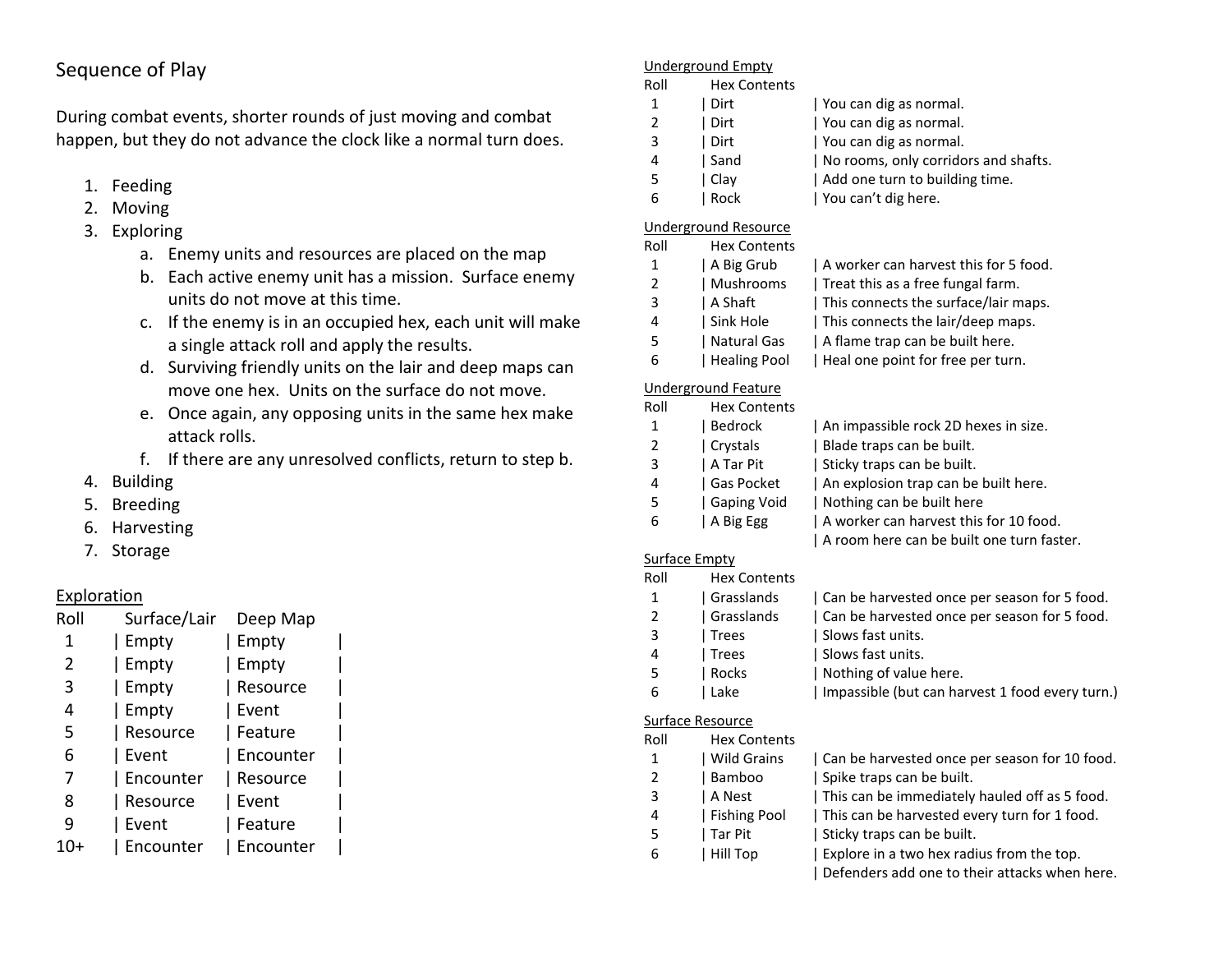## Sequence of Play

During combat events, shorter rounds of just moving and combat happen, but they do not advance the clock like a normal turn does.

1. Feeding
2. Moving
3. Exploring
   a. Enemy units and resources are placed on the map
   b. Each active enemy unit has a mission. Surface enemy units do not move at this time.
   c. If the enemy is in an occupied hex, each unit will make a single attack roll and apply the results.
   d. Surviving friendly units on the lair and deep maps can move one hex. Units on the surface do not move.
   e. Once again, any opposing units in the same hex make attack rolls.
   f. If there are any unresolved conflicts, return to step b.
4. Building
5. Breeding
6. Harvesting
7. Storage

### Exploration

| Roll | Surface/Lair | Deep Map |
|---|---|---|
| 1 | Empty | Empty |
| 2 | Empty | Empty |
| 3 | Empty | Resource |
| 4 | Empty | Event |
| 5 | Resource | Feature |
| 6 | Event | Encounter |
| 7 | Encounter | Resource |
| 8 | Resource | Event |
| 9 | Event | Feature |
| 10+ | Encounter | Encounter |

### Underground Empty

| Roll | Hex Contents | |
|---|---|---|
| 1 | Dirt | You can dig as normal. |
| 2 | Dirt | You can dig as normal. |
| 3 | Dirt | You can dig as normal. |
| 4 | Sand | No rooms, only corridors and shafts. |
| 5 | Clay | Add one turn to building time. |
| 6 | Rock | You can't dig here. |

### Underground Resource

| Roll | Hex Contents | |
|---|---|---|
| 1 | A Big Grub | A worker can harvest this for 5 food. |
| 2 | Mushrooms | Treat this as a free fungal farm. |
| 3 | A Shaft | This connects the surface/lair maps. |
| 4 | Sink Hole | This connects the lair/deep maps. |
| 5 | Natural Gas | A flame trap can be built here. |
| 6 | Healing Pool | Heal one point for free per turn. |

### Underground Feature

| Roll | Hex Contents | |
|---|---|---|
| 1 | Bedrock | An impassible rock 2D hexes in size. |
| 2 | Crystals | Blade traps can be built. |
| 3 | A Tar Pit | Sticky traps can be built. |
| 4 | Gas Pocket | An explosion trap can be built here. |
| 5 | Gaping Void | Nothing can be built here |
| 6 | A Big Egg | A worker can harvest this for 10 food. A room here can be built one turn faster. |

### Surface Empty

| Roll | Hex Contents | |
|---|---|---|
| 1 | Grasslands | Can be harvested once per season for 5 food. |
| 2 | Grasslands | Can be harvested once per season for 5 food. |
| 3 | Trees | Slows fast units. |
| 4 | Trees | Slows fast units. |
| 5 | Rocks | Nothing of value here. |
| 6 | Lake | Impassible (but can harvest 1 food every turn.) |

### Surface Resource

| Roll | Hex Contents | |
|---|---|---|
| 1 | Wild Grains | Can be harvested once per season for 10 food. |
| 2 | Bamboo | Spike traps can be built. |
| 3 | A Nest | This can be immediately hauled off as 5 food. |
| 4 | Fishing Pool | This can be harvested every turn for 1 food. |
| 5 | Tar Pit | Sticky traps can be built. |
| 6 | Hill Top | Explore in a two hex radius from the top. Defenders add one to their attacks when here. |